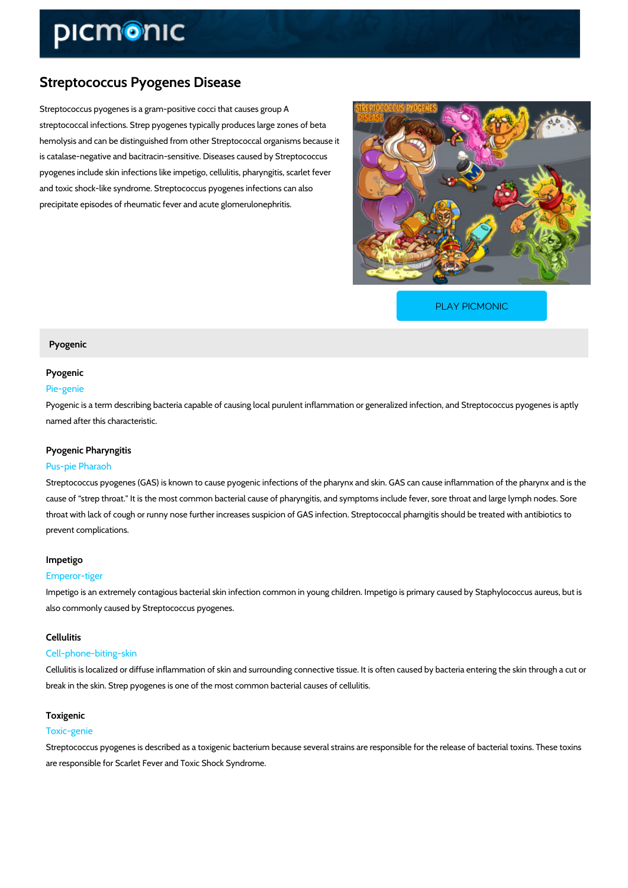# Streptococcus Pyogenes Disease

Streptococcus pyogenes is a gram-positive cocci that causes group A streptococcal infections. Strep pyogenes typically produces large zones of beta hemolysis and can be distinguished from other Streptococcal organisms because it is catalase-negative and bacitracin-sensitive. Diseases caused by Streptococcus pyogenes include skin infections like impetigo, cellulitis, pharyngitis, scarlet fever and toxic shock-like syndrome. Streptococcus pyogenes infections can also precipitate episodes of rheumatic fever and acute glomerulonephritis.

PLAY PICMONIC

## Pyogenic

### Pyogenic

Pie-genie

Pyogenic is a term describing bacteria capable of causing local purulent inflammation or generalized infection, and Streptococcus pyogenes is aptly named after this characteristic.

### Pyogenic Pharyngitis

Pus-pie Pharaoh

Streptococcus pyogenes (GAS) is known to cause pyogenic infections of the pharynx and skin. GAS can cause inflammation of the pharynx and is the cause of "strep throat." It is the most common bacterial cause of pharyngitis, and symptoms include fever, sore throat and large lymph nodes. Sore throat with lack of cough or runny nose further increases suspicion of GAS infection. Streptococcal pharngitis should be treated with antibiotics to prevent complications.

### Impetigo

Emperor-tiger

Impetigo is an extremely contagious bacterial skin infection common in young children. Impetigo is primary caused by Staphylococcus aureus, but is also commonly caused by Streptococcus pyogenes.

### Cellulitis

Cell-phone-biting-skin

Cellulitis is localized or diffuse inflammation of skin and surrounding connective tissue. It is often caused by bacteria entering the skin through a cut or break in the skin. Strep pyogenes is one of the most common bacterial causes of cellulitis.

### Toxigenic

Toxic-genie

Streptococcus pyogenes is described as a toxigenic bacterium because several strains are responsible for the release of bacterial toxins. These toxins are responsible for Scarlet Fever and Toxic Shock Syndrome.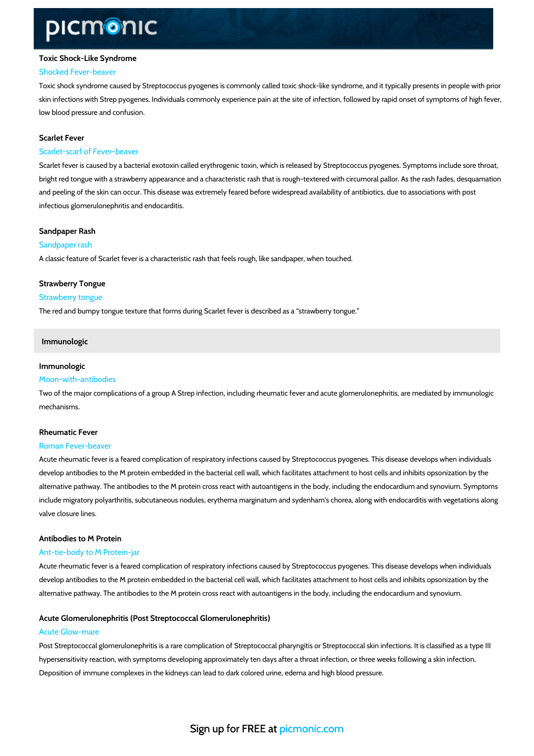### Toxic Shock-Like Syndrome

Shocked Fever-beaver

Toxic shock syndrome caused by Streptococcus pyogenes is commonly called toxic shock-like syndrome, and it typically presents in people with prior skin infections with Strep pyogenes. Individuals commonly experience pain at the site of infection, followed by rapid onset of symptoms of high fever, low blood pressure and confusion.

### Scarlet Fever

Scarlet-scarf of Fever-beaver

Scarlet fever is caused by a bacterial exotoxin called erythrogenic toxin, which is released by Streptococcus pyogenes. Symptoms include sore throat, bright red tongue with a strawberry appearance and a characteristic rash that is rough-textered with circumoral pallor. As the rash fades, desquamation and peeling of the skin can occur. This disease was extremely feared before widespread availability of antibiotics, due to associations with post infectious glomerulonephritis and endocarditis.

### Sandpaper Rash

Sandpaper rash

A classic feature of Scarlet fever is a characteristic rash that feels rough, like sandpaper, when touched.

### Strawberry Tongue

Strawberry tongue

The red and bumpy tongue texture that forms during Scarlet fever is described as a “strawberry tongue.”

## Immunologic

### Immunologic

Moon-with-antibodies

Two of the major complications of a group A Strep infection, including rheumatic fever and acute glomerulonephritis, are mediated by immunologic mechanisms.

### Rheumatic Fever

Roman Fever-beaver

Acute rheumatic fever is a feared complication of respiratory infections caused by Streptococcus pyogenes. This disease develops when individuals develop antibodies to the M protein embedded in the bacterial cell wall, which facilitates attachment to host cells and inhibits opsonization by the alternative pathway. The antibodies to the M protein cross react with autoantigens in the body, including the endocardium and synovium. Symptoms include migratory polyarthritis, subcutaneous nodules, erythema marginatum and sydenham's chorea, along with endocarditis with vegetations along valve closure lines.

### Antibodies to M Protein

Ant-tie-body to M Protein-jar

Acute rheumatic fever is a feared complication of respiratory infections caused by Streptococcus pyogenes. This disease develops when individuals develop antibodies to the M protein embedded in the bacterial cell wall, which facilitates attachment to host cells and inhibits opsonization by the alternative pathway. The antibodies to the M protein cross react with autoantigens in the body, including the endocardium and synovium.

### Acute Glomerulonephritis (Post Streptococcal Glomerulonephritis)

Acute Glow-mare

Post Streptococcal glomerulonephritis is a rare complication of Streptococcal pharyngitis or Streptococcal skin infections. It is classified as a type III hypersensitivity reaction, with symptoms developing approximately ten days after a throat infection, or three weeks following a skin infection. Deposition of immune complexes in the kidneys can lead to dark colored urine, edema and high blood pressure.